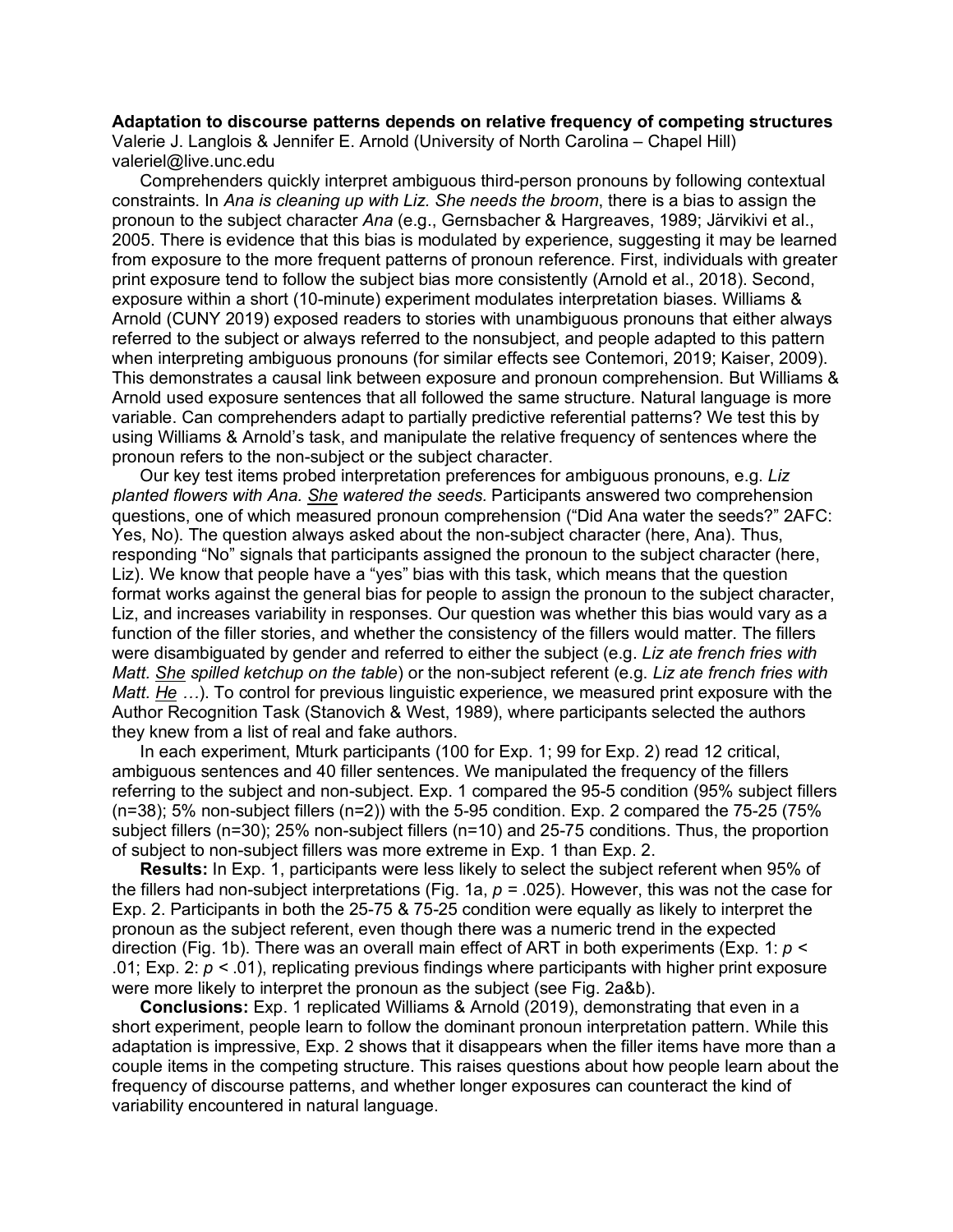**Adaptation to discourse patterns depends on relative frequency of competing structures**
Valerie J. Langlois & Jennifer E. Arnold (University of North Carolina – Chapel Hill)
valeriel@live.unc.edu

Comprehenders quickly interpret ambiguous third-person pronouns by following contextual constraints. In *Ana is cleaning up with Liz. She needs the broom*, there is a bias to assign the pronoun to the subject character *Ana* (e.g., Gernsbacher & Hargreaves, 1989; Järvikivi et al., 2005. There is evidence that this bias is modulated by experience, suggesting it may be learned from exposure to the more frequent patterns of pronoun reference. First, individuals with greater print exposure tend to follow the subject bias more consistently (Arnold et al., 2018). Second, exposure within a short (10-minute) experiment modulates interpretation biases. Williams & Arnold (CUNY 2019) exposed readers to stories with unambiguous pronouns that either always referred to the subject or always referred to the nonsubject, and people adapted to this pattern when interpreting ambiguous pronouns (for similar effects see Contemori, 2019; Kaiser, 2009). This demonstrates a causal link between exposure and pronoun comprehension. But Williams & Arnold used exposure sentences that all followed the same structure. Natural language is more variable. Can comprehenders adapt to partially predictive referential patterns? We test this by using Williams & Arnold's task, and manipulate the relative frequency of sentences where the pronoun refers to the non-subject or the subject character.

Our key test items probed interpretation preferences for ambiguous pronouns, e.g. *Liz planted flowers with Ana. She watered the seeds.* Participants answered two comprehension questions, one of which measured pronoun comprehension ("Did Ana water the seeds?" 2AFC: Yes, No). The question always asked about the non-subject character (here, Ana). Thus, responding "No" signals that participants assigned the pronoun to the subject character (here, Liz). We know that people have a "yes" bias with this task, which means that the question format works against the general bias for people to assign the pronoun to the subject character, Liz, and increases variability in responses. Our question was whether this bias would vary as a function of the filler stories, and whether the consistency of the fillers would matter. The fillers were disambiguated by gender and referred to either the subject (e.g. *Liz ate french fries with Matt. She spilled ketchup on the table*) or the non-subject referent (e.g. *Liz ate french fries with Matt. He …*). To control for previous linguistic experience, we measured print exposure with the Author Recognition Task (Stanovich & West, 1989), where participants selected the authors they knew from a list of real and fake authors.

In each experiment, Mturk participants (100 for Exp. 1; 99 for Exp. 2) read 12 critical, ambiguous sentences and 40 filler sentences. We manipulated the frequency of the fillers referring to the subject and non-subject. Exp. 1 compared the 95-5 condition (95% subject fillers (n=38); 5% non-subject fillers (n=2)) with the 5-95 condition. Exp. 2 compared the 75-25 (75% subject fillers (n=30); 25% non-subject fillers (n=10) and 25-75 conditions. Thus, the proportion of subject to non-subject fillers was more extreme in Exp. 1 than Exp. 2.

**Results:** In Exp. 1, participants were less likely to select the subject referent when 95% of the fillers had non-subject interpretations (Fig. 1a, $p$ = .025). However, this was not the case for Exp. 2. Participants in both the 25-75 & 75-25 condition were equally as likely to interpret the pronoun as the subject referent, even though there was a numeric trend in the expected direction (Fig. 1b). There was an overall main effect of ART in both experiments (Exp. 1: $p$ < .01; Exp. 2: $p$ < .01), replicating previous findings where participants with higher print exposure were more likely to interpret the pronoun as the subject (see Fig. 2a&b).

**Conclusions:** Exp. 1 replicated Williams & Arnold (2019), demonstrating that even in a short experiment, people learn to follow the dominant pronoun interpretation pattern. While this adaptation is impressive, Exp. 2 shows that it disappears when the filler items have more than a couple items in the competing structure. This raises questions about how people learn about the frequency of discourse patterns, and whether longer exposures can counteract the kind of variability encountered in natural language.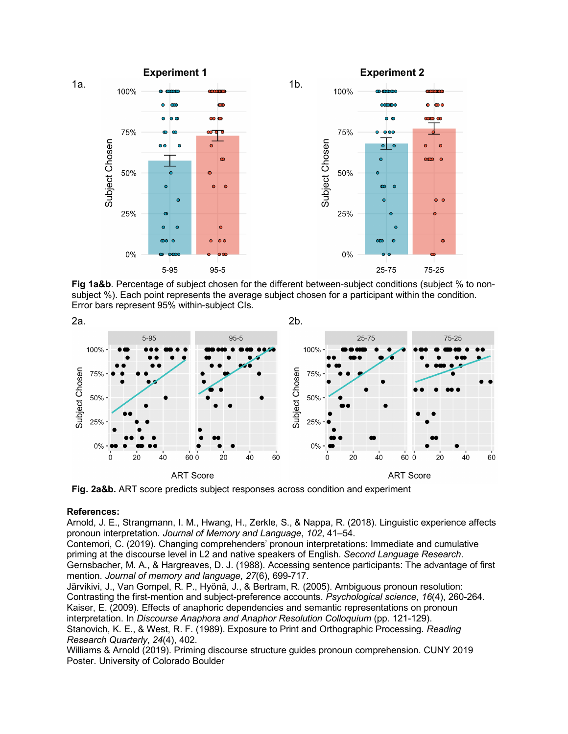1a.

**Experiment 1**

100%
75%
50%
25%
0%

Subject Chosen

5-95
95-5

1b.

**Experiment 2**

100%
75%
50%
25%
0%

Subject Chosen

25-75
75-25

**Fig 1a&b**. Percentage of subject chosen for the different between-subject conditions (subject % to non-subject %). Each point represents the average subject chosen for a participant within the condition. Error bars represent 95% within-subject CIs.

2a.

5-95
95-5

100%
75%
50%
25%
0%

Subject Chosen

0 20 40 60 0 20 40 60

ART Score

2b.

25-75
75-25

100%
75%
50%
25%
0%

Subject Chosen

0 20 40 60 0 20 40 60

ART Score

**Fig. 2a&b.** ART score predicts subject responses across condition and experiment

**References:**

Arnold, J. E., Strangmann, I. M., Hwang, H., Zerkle, S., & Nappa, R. (2018). Linguistic experience affects pronoun interpretation. *Journal of Memory and Language*, *102*, 41–54.

Contemori, C. (2019). Changing comprehenders' pronoun interpretations: Immediate and cumulative priming at the discourse level in L2 and native speakers of English. *Second Language Research*.

Gernsbacher, M. A., & Hargreaves, D. J. (1988). Accessing sentence participants: The advantage of first mention. *Journal of memory and language*, *27*(6), 699-717.

Järvikivi, J., Van Gompel, R. P., Hyönä, J., & Bertram, R. (2005). Ambiguous pronoun resolution: Contrasting the first-mention and subject-preference accounts. *Psychological science*, *16*(4), 260-264.

Kaiser, E. (2009). Effects of anaphoric dependencies and semantic representations on pronoun interpretation. In *Discourse Anaphora and Anaphor Resolution Colloquium* (pp. 121-129).

Stanovich, K. E., & West, R. F. (1989). Exposure to Print and Orthographic Processing. *Reading Research Quarterly*, *24*(4), 402.

Williams & Arnold (2019). Priming discourse structure guides pronoun comprehension. CUNY 2019 Poster. University of Colorado Boulder